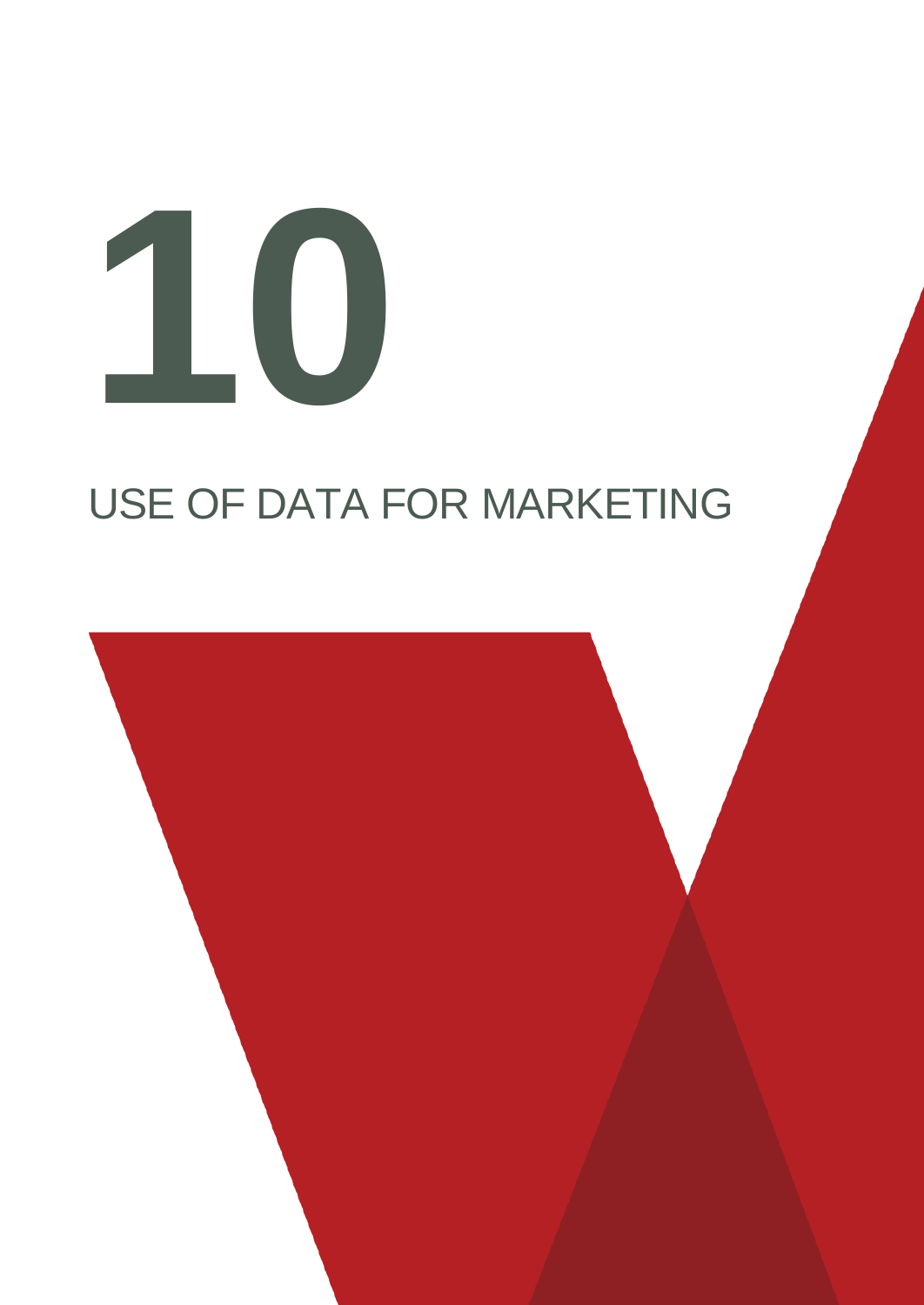# 10

## USE OF DATA FOR MARKETING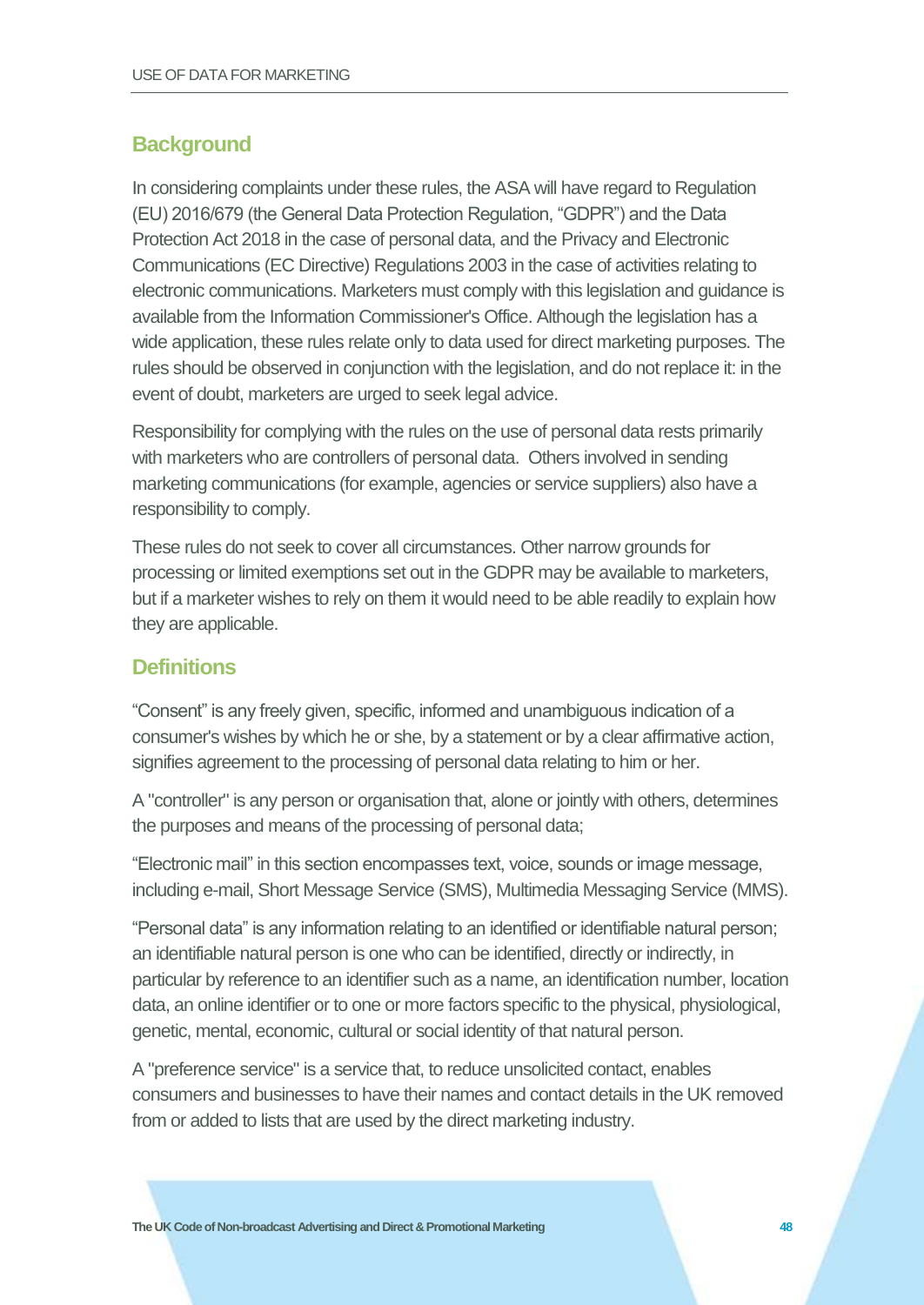## Background

In considering complaints under these rules, the ASA will have regard to Regulation (EU) 2016/679 (the General Data Protection Regulation, "GDPR") and the Data Protection Act 2018 in the case of personal data, and the Privacy and Electronic Communications (EC Directive) Regulations 2003 in the case of activities relating to electronic communications. Marketers must comply with this legislation and guidance is available from the Information Commissioner's Office. Although the legislation has a wide application, these rules relate only to data used for direct marketing purposes. The rules should be observed in conjunction with the legislation, and do not replace it: in the event of doubt, marketers are urged to seek legal advice.

Responsibility for complying with the rules on the use of personal data rests primarily with marketers who are controllers of personal data. Others involved in sending marketing communications (for example, agencies or service suppliers) also have a responsibility to comply.

These rules do not seek to cover all circumstances. Other narrow grounds for processing or limited exemptions set out in the GDPR may be available to marketers, but if a marketer wishes to rely on them it would need to be able readily to explain how they are applicable.

## Definitions

"Consent" is any freely given, specific, informed and unambiguous indication of a consumer's wishes by which he or she, by a statement or by a clear affirmative action, signifies agreement to the processing of personal data relating to him or her.

A "controller" is any person or organisation that, alone or jointly with others, determines the purposes and means of the processing of personal data;

"Electronic mail" in this section encompasses text, voice, sounds or image message, including e-mail, Short Message Service (SMS), Multimedia Messaging Service (MMS).

"Personal data" is any information relating to an identified or identifiable natural person; an identifiable natural person is one who can be identified, directly or indirectly, in particular by reference to an identifier such as a name, an identification number, location data, an online identifier or to one or more factors specific to the physical, physiological, genetic, mental, economic, cultural or social identity of that natural person.

A "preference service" is a service that, to reduce unsolicited contact, enables consumers and businesses to have their names and contact details in the UK removed from or added to lists that are used by the direct marketing industry.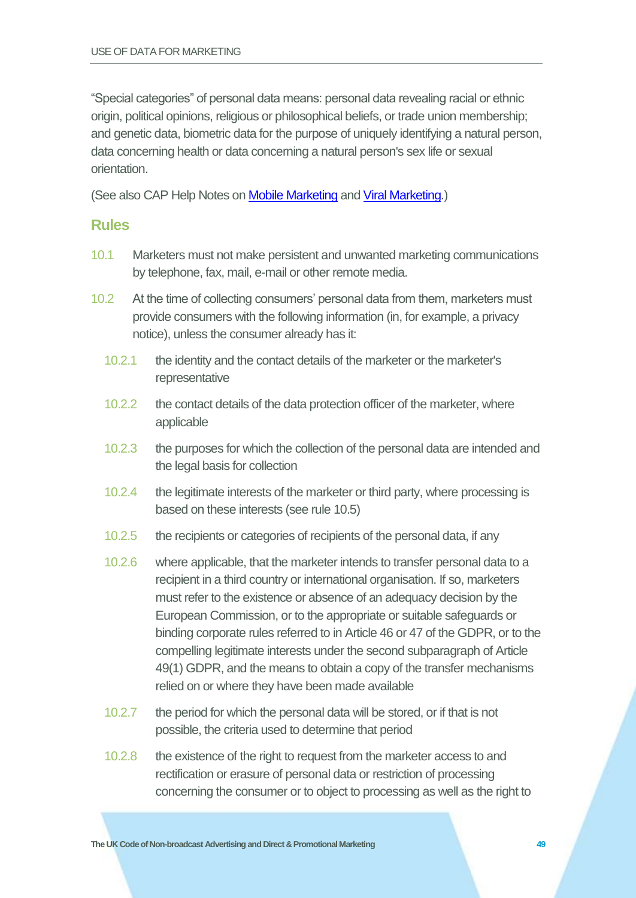"Special categories" of personal data means: personal data revealing racial or ethnic origin, political opinions, religious or philosophical beliefs, or trade union membership; and genetic data, biometric data for the purpose of uniquely identifying a natural person, data concerning health or data concerning a natural person's sex life or sexual orientation.

(See also CAP Help Notes on [Mobile Marketing] and [Viral Marketing].)

## Rules

10.1 Marketers must not make persistent and unwanted marketing communications by telephone, fax, mail, e-mail or other remote media.

10.2 At the time of collecting consumers' personal data from them, marketers must provide consumers with the following information (in, for example, a privacy notice), unless the consumer already has it:

- 10.2.1 the identity and the contact details of the marketer or the marketer's representative
- 10.2.2 the contact details of the data protection officer of the marketer, where applicable
- 10.2.3 the purposes for which the collection of the personal data are intended and the legal basis for collection
- 10.2.4 the legitimate interests of the marketer or third party, where processing is based on these interests (see rule 10.5)
- 10.2.5 the recipients or categories of recipients of the personal data, if any
- 10.2.6 where applicable, that the marketer intends to transfer personal data to a recipient in a third country or international organisation. If so, marketers must refer to the existence or absence of an adequacy decision by the European Commission, or to the appropriate or suitable safeguards or binding corporate rules referred to in Article 46 or 47 of the GDPR, or to the compelling legitimate interests under the second subparagraph of Article 49(1) GDPR, and the means to obtain a copy of the transfer mechanisms relied on or where they have been made available
- 10.2.7 the period for which the personal data will be stored, or if that is not possible, the criteria used to determine that period
- 10.2.8 the existence of the right to request from the marketer access to and rectification or erasure of personal data or restriction of processing concerning the consumer or to object to processing as well as the right to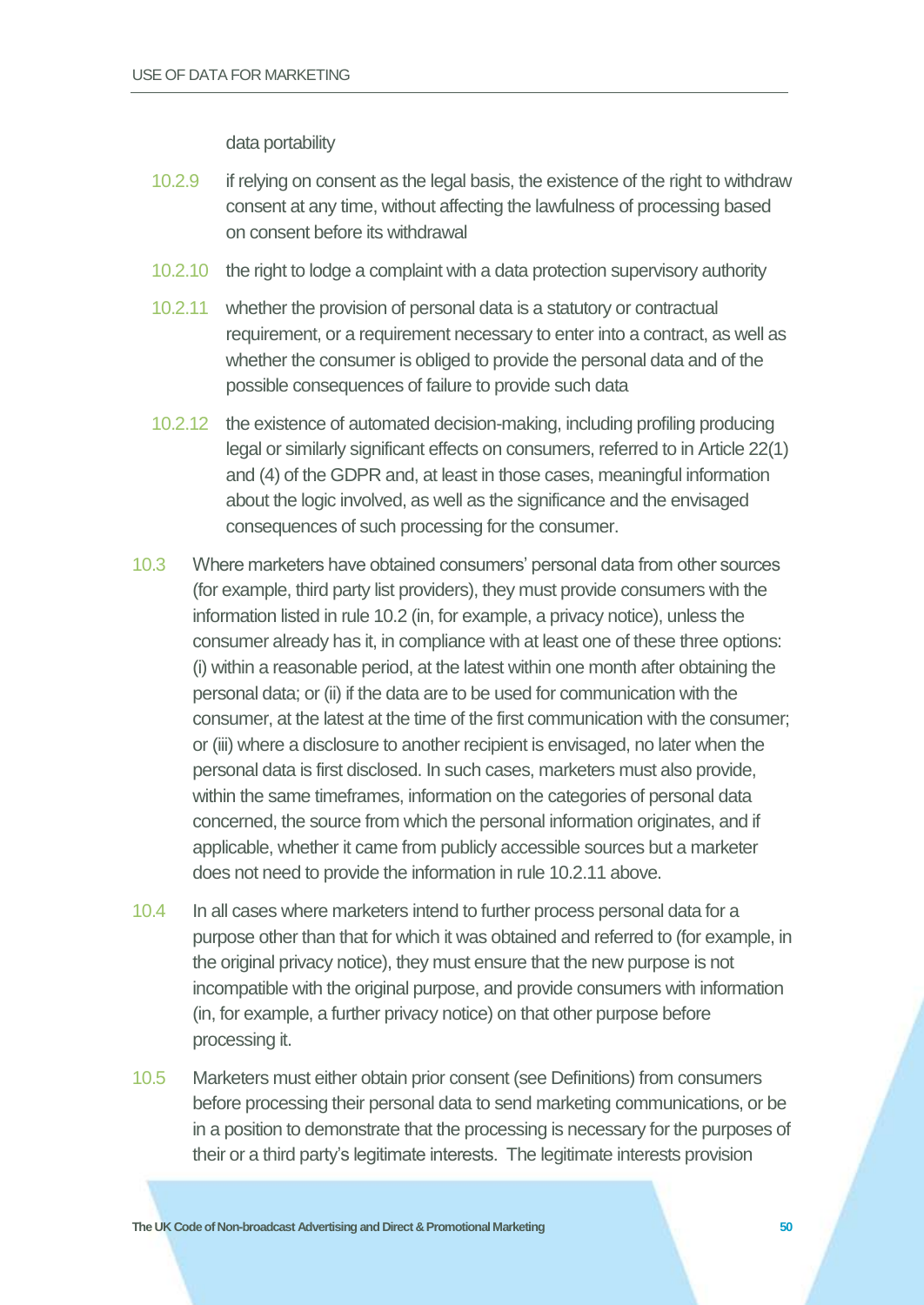data portability

10.2.9 if relying on consent as the legal basis, the existence of the right to withdraw consent at any time, without affecting the lawfulness of processing based on consent before its withdrawal

10.2.10 the right to lodge a complaint with a data protection supervisory authority

10.2.11 whether the provision of personal data is a statutory or contractual requirement, or a requirement necessary to enter into a contract, as well as whether the consumer is obliged to provide the personal data and of the possible consequences of failure to provide such data

10.2.12 the existence of automated decision-making, including profiling producing legal or similarly significant effects on consumers, referred to in Article 22(1) and (4) of the GDPR and, at least in those cases, meaningful information about the logic involved, as well as the significance and the envisaged consequences of such processing for the consumer.

10.3 Where marketers have obtained consumers' personal data from other sources (for example, third party list providers), they must provide consumers with the information listed in rule 10.2 (in, for example, a privacy notice), unless the consumer already has it, in compliance with at least one of these three options: (i) within a reasonable period, at the latest within one month after obtaining the personal data; or (ii) if the data are to be used for communication with the consumer, at the latest at the time of the first communication with the consumer; or (iii) where a disclosure to another recipient is envisaged, no later when the personal data is first disclosed. In such cases, marketers must also provide, within the same timeframes, information on the categories of personal data concerned, the source from which the personal information originates, and if applicable, whether it came from publicly accessible sources but a marketer does not need to provide the information in rule 10.2.11 above.

10.4 In all cases where marketers intend to further process personal data for a purpose other than that for which it was obtained and referred to (for example, in the original privacy notice), they must ensure that the new purpose is not incompatible with the original purpose, and provide consumers with information (in, for example, a further privacy notice) on that other purpose before processing it.

10.5 Marketers must either obtain prior consent (see Definitions) from consumers before processing their personal data to send marketing communications, or be in a position to demonstrate that the processing is necessary for the purposes of their or a third party's legitimate interests. The legitimate interests provision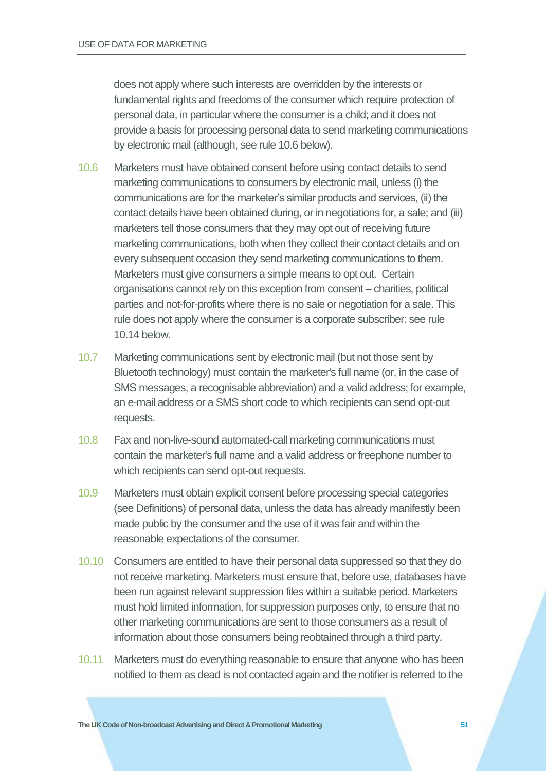does not apply where such interests are overridden by the interests or fundamental rights and freedoms of the consumer which require protection of personal data, in particular where the consumer is a child; and it does not provide a basis for processing personal data to send marketing communications by electronic mail (although, see rule 10.6 below).

10.6 Marketers must have obtained consent before using contact details to send marketing communications to consumers by electronic mail, unless (i) the communications are for the marketer's similar products and services, (ii) the contact details have been obtained during, or in negotiations for, a sale; and (iii) marketers tell those consumers that they may opt out of receiving future marketing communications, both when they collect their contact details and on every subsequent occasion they send marketing communications to them. Marketers must give consumers a simple means to opt out. Certain organisations cannot rely on this exception from consent – charities, political parties and not-for-profits where there is no sale or negotiation for a sale. This rule does not apply where the consumer is a corporate subscriber: see rule 10.14 below.

10.7 Marketing communications sent by electronic mail (but not those sent by Bluetooth technology) must contain the marketer's full name (or, in the case of SMS messages, a recognisable abbreviation) and a valid address; for example, an e-mail address or a SMS short code to which recipients can send opt-out requests.

10.8 Fax and non-live-sound automated-call marketing communications must contain the marketer's full name and a valid address or freephone number to which recipients can send opt-out requests.

10.9 Marketers must obtain explicit consent before processing special categories (see Definitions) of personal data, unless the data has already manifestly been made public by the consumer and the use of it was fair and within the reasonable expectations of the consumer.

10.10 Consumers are entitled to have their personal data suppressed so that they do not receive marketing. Marketers must ensure that, before use, databases have been run against relevant suppression files within a suitable period. Marketers must hold limited information, for suppression purposes only, to ensure that no other marketing communications are sent to those consumers as a result of information about those consumers being reobtained through a third party.

10.11 Marketers must do everything reasonable to ensure that anyone who has been notified to them as dead is not contacted again and the notifier is referred to the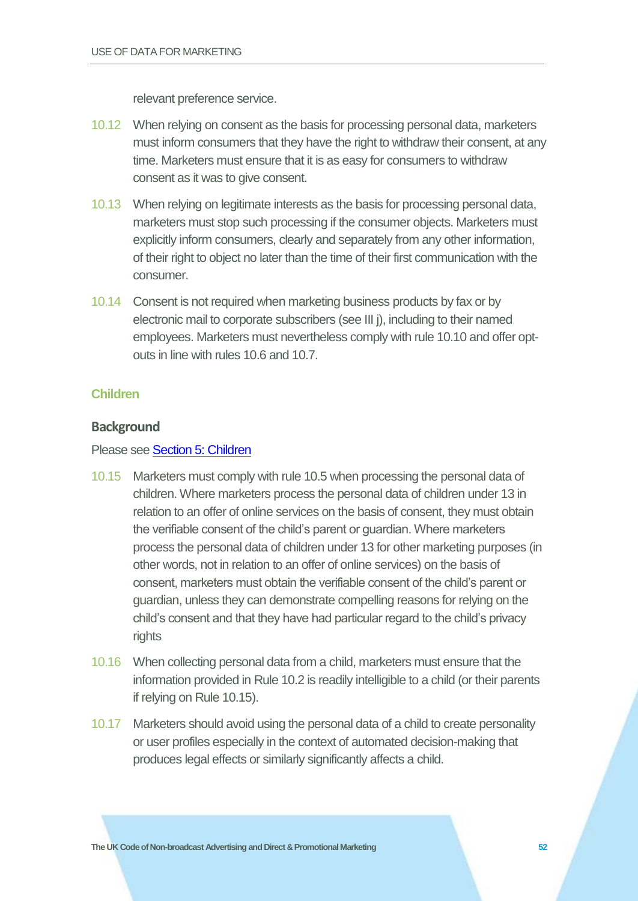relevant preference service.

10.12 When relying on consent as the basis for processing personal data, marketers must inform consumers that they have the right to withdraw their consent, at any time. Marketers must ensure that it is as easy for consumers to withdraw consent as it was to give consent.

10.13 When relying on legitimate interests as the basis for processing personal data, marketers must stop such processing if the consumer objects. Marketers must explicitly inform consumers, clearly and separately from any other information, of their right to object no later than the time of their first communication with the consumer.

10.14 Consent is not required when marketing business products by fax or by electronic mail to corporate subscribers (see III j), including to their named employees. Marketers must nevertheless comply with rule 10.10 and offer opt-outs in line with rules 10.6 and 10.7.

## Children

### Background

Please see [Section 5: Children]

10.15 Marketers must comply with rule 10.5 when processing the personal data of children. Where marketers process the personal data of children under 13 in relation to an offer of online services on the basis of consent, they must obtain the verifiable consent of the child's parent or guardian. Where marketers process the personal data of children under 13 for other marketing purposes (in other words, not in relation to an offer of online services) on the basis of consent, marketers must obtain the verifiable consent of the child's parent or guardian, unless they can demonstrate compelling reasons for relying on the child's consent and that they have had particular regard to the child's privacy rights

10.16 When collecting personal data from a child, marketers must ensure that the information provided in Rule 10.2 is readily intelligible to a child (or their parents if relying on Rule 10.15).

10.17 Marketers should avoid using the personal data of a child to create personality or user profiles especially in the context of automated decision-making that produces legal effects or similarly significantly affects a child.